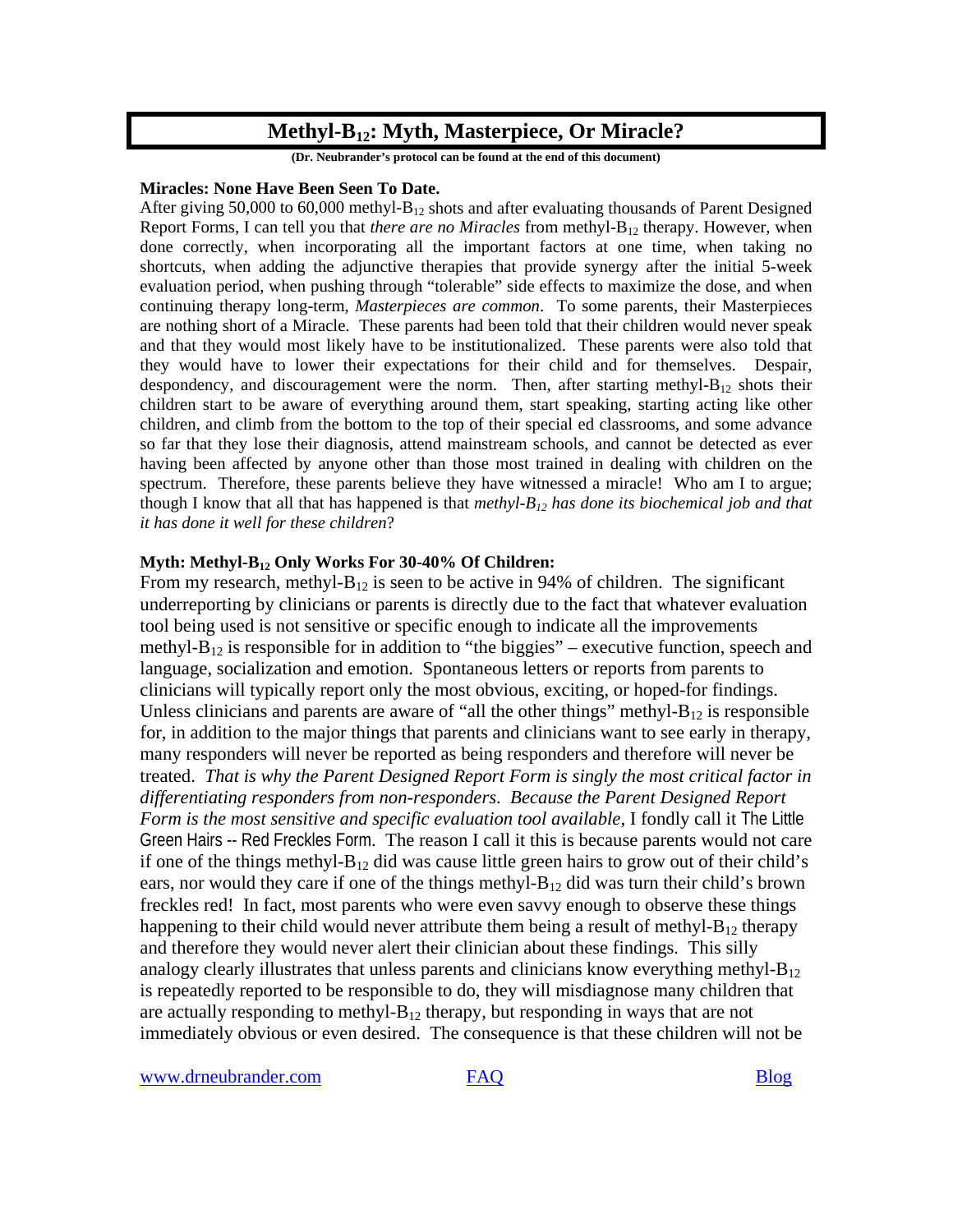# Methyl-$B_{12}$: Myth, Masterpiece, Or Miracle?

**(Dr. Neubrander's protocol can be found at the end of this document)**

**Miracles: None Have Been Seen To Date.**

After giving 50,000 to 60,000 methyl-$B_{12}$ shots and after evaluating thousands of Parent Designed Report Forms, I can tell you that *there are no Miracles* from methyl-$B_{12}$ therapy. However, when done correctly, when incorporating all the important factors at one time, when taking no shortcuts, when adding the adjunctive therapies that provide synergy after the initial 5-week evaluation period, when pushing through "tolerable" side effects to maximize the dose, and when continuing therapy long-term, *Masterpieces are common*. To some parents, their Masterpieces are nothing short of a Miracle. These parents had been told that their children would never speak and that they would most likely have to be institutionalized. These parents were also told that they would have to lower their expectations for their child and for themselves. Despair, despondency, and discouragement were the norm. Then, after starting methyl-$B_{12}$ shots their children start to be aware of everything around them, start speaking, starting acting like other children, and climb from the bottom to the top of their special ed classrooms, and some advance so far that they lose their diagnosis, attend mainstream schools, and cannot be detected as ever having been affected by anyone other than those most trained in dealing with children on the spectrum. Therefore, these parents believe they have witnessed a miracle! Who am I to argue; though I know that all that has happened is that *methyl-$B_{12}$ has done its biochemical job and that it has done it well for these children*?

**Myth: Methyl-$B_{12}$ Only Works For 30-40% Of Children:**

From my research, methyl-$B_{12}$ is seen to be active in 94% of children. The significant underreporting by clinicians or parents is directly due to the fact that whatever evaluation tool being used is not sensitive or specific enough to indicate all the improvements methyl-$B_{12}$ is responsible for in addition to "the biggies" – executive function, speech and language, socialization and emotion. Spontaneous letters or reports from parents to clinicians will typically report only the most obvious, exciting, or hoped-for findings. Unless clinicians and parents are aware of "all the other things" methyl-$B_{12}$ is responsible for, in addition to the major things that parents and clinicians want to see early in therapy, many responders will never be reported as being responders and therefore will never be treated. *That is why the Parent Designed Report Form is singly the most critical factor in differentiating responders from non-responders*. *Because the Parent Designed Report Form is the most sensitive and specific evaluation tool available*, I fondly call it The Little Green Hairs -- Red Freckles Form. The reason I call it this is because parents would not care if one of the things methyl-$B_{12}$ did was cause little green hairs to grow out of their child's ears, nor would they care if one of the things methyl-$B_{12}$ did was turn their child's brown freckles red! In fact, most parents who were even savvy enough to observe these things happening to their child would never attribute them being a result of methyl-$B_{12}$ therapy and therefore they would never alert their clinician about these findings. This silly analogy clearly illustrates that unless parents and clinicians know everything methyl-$B_{12}$ is repeatedly reported to be responsible to do, they will misdiagnose many children that are actually responding to methyl-$B_{12}$ therapy, but responding in ways that are not immediately obvious or even desired. The consequence is that these children will not be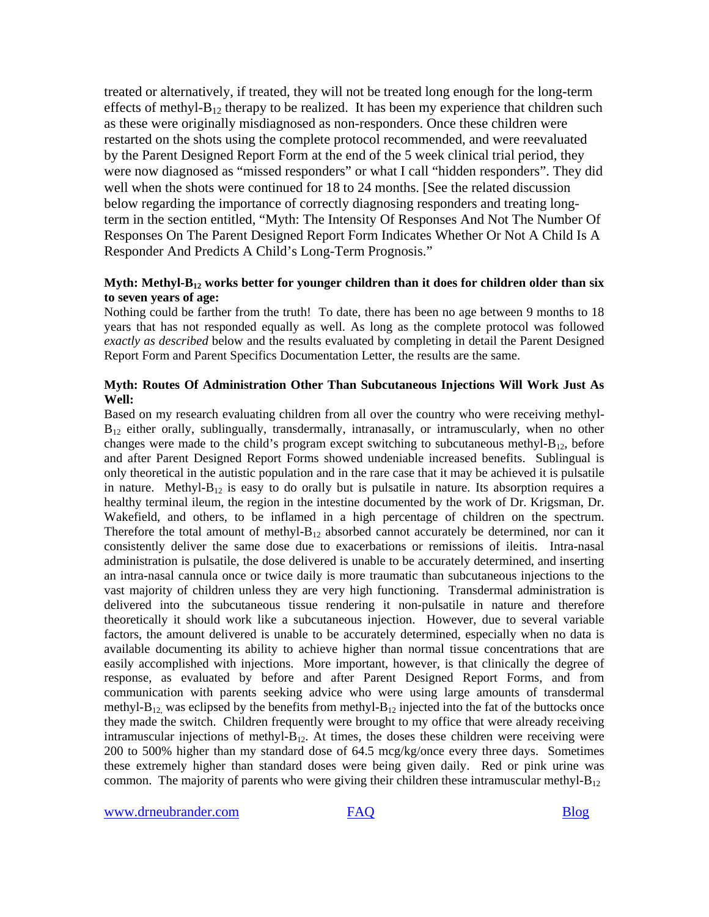treated or alternatively, if treated, they will not be treated long enough for the long-term effects of methyl-$B_{12}$ therapy to be realized. It has been my experience that children such as these were originally misdiagnosed as non-responders. Once these children were restarted on the shots using the complete protocol recommended, and were reevaluated by the Parent Designed Report Form at the end of the 5 week clinical trial period, they were now diagnosed as "missed responders" or what I call "hidden responders". They did well when the shots were continued for 18 to 24 months. [See the related discussion below regarding the importance of correctly diagnosing responders and treating long-term in the section entitled, "Myth: The Intensity Of Responses And Not The Number Of Responses On The Parent Designed Report Form Indicates Whether Or Not A Child Is A Responder And Predicts A Child's Long-Term Prognosis."

**Myth: Methyl-$B_{12}$ works better for younger children than it does for children older than six to seven years of age:**

Nothing could be farther from the truth! To date, there has been no age between 9 months to 18 years that has not responded equally as well. As long as the complete protocol was followed *exactly as described* below and the results evaluated by completing in detail the Parent Designed Report Form and Parent Specifics Documentation Letter, the results are the same.

**Myth: Routes Of Administration Other Than Subcutaneous Injections Will Work Just As Well:**

Based on my research evaluating children from all over the country who were receiving methyl-$B_{12}$ either orally, sublingually, transdermally, intranasally, or intramuscularly, when no other changes were made to the child's program except switching to subcutaneous methyl-$B_{12}$, before and after Parent Designed Report Forms showed undeniable increased benefits. Sublingual is only theoretical in the autistic population and in the rare case that it may be achieved it is pulsatile in nature. Methyl-$B_{12}$ is easy to do orally but is pulsatile in nature. Its absorption requires a healthy terminal ileum, the region in the intestine documented by the work of Dr. Krigsman, Dr. Wakefield, and others, to be inflamed in a high percentage of children on the spectrum. Therefore the total amount of methyl-$B_{12}$ absorbed cannot accurately be determined, nor can it consistently deliver the same dose due to exacerbations or remissions of ileitis. Intra-nasal administration is pulsatile, the dose delivered is unable to be accurately determined, and inserting an intra-nasal cannula once or twice daily is more traumatic than subcutaneous injections to the vast majority of children unless they are very high functioning. Transdermal administration is delivered into the subcutaneous tissue rendering it non-pulsatile in nature and therefore theoretically it should work like a subcutaneous injection. However, due to several variable factors, the amount delivered is unable to be accurately determined, especially when no data is available documenting its ability to achieve higher than normal tissue concentrations that are easily accomplished with injections. More important, however, is that clinically the degree of response, as evaluated by before and after Parent Designed Report Forms, and from communication with parents seeking advice who were using large amounts of transdermal methyl-$B_{12}$, was eclipsed by the benefits from methyl-$B_{12}$ injected into the fat of the buttocks once they made the switch. Children frequently were brought to my office that were already receiving intramuscular injections of methyl-$B_{12}$. At times, the doses these children were receiving were 200 to 500% higher than my standard dose of 64.5 mcg/kg/once every three days. Sometimes these extremely higher than standard doses were being given daily. Red or pink urine was common. The majority of parents who were giving their children these intramuscular methyl-$B_{12}$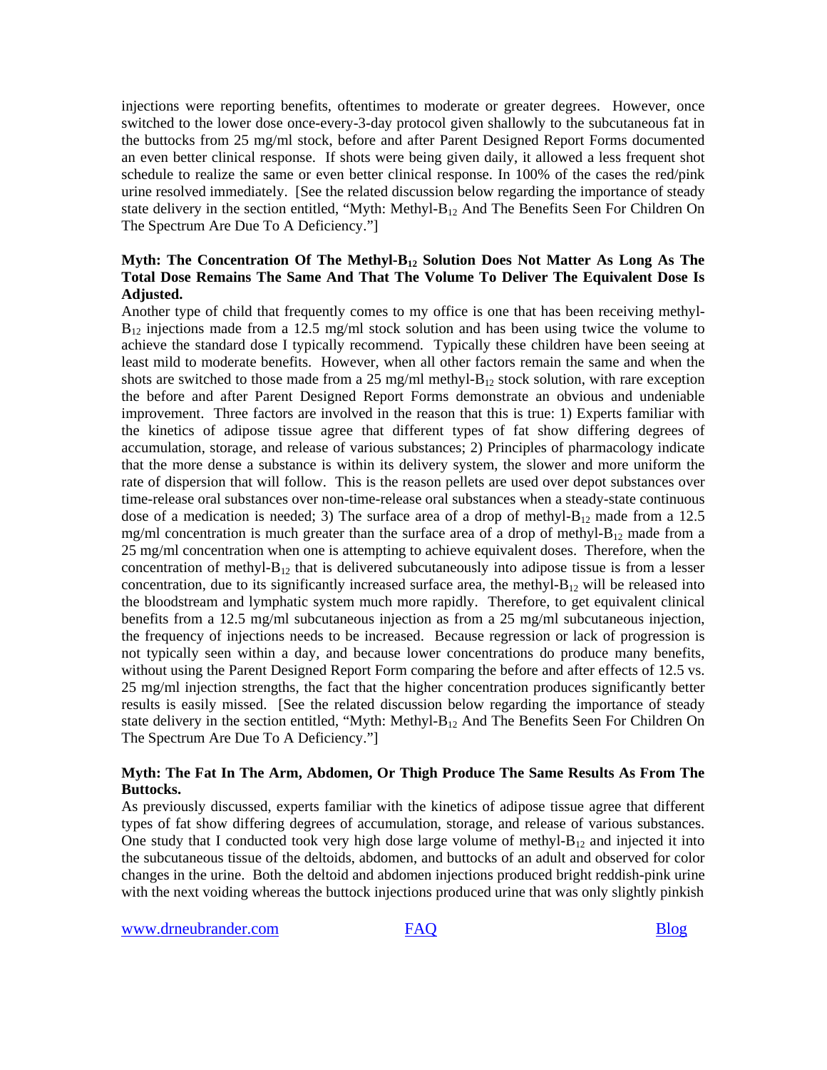injections were reporting benefits, oftentimes to moderate or greater degrees. However, once switched to the lower dose once-every-3-day protocol given shallowly to the subcutaneous fat in the buttocks from 25 mg/ml stock, before and after Parent Designed Report Forms documented an even better clinical response. If shots were being given daily, it allowed a less frequent shot schedule to realize the same or even better clinical response. In 100% of the cases the red/pink urine resolved immediately. [See the related discussion below regarding the importance of steady state delivery in the section entitled, "Myth: Methyl-$B_{12}$ And The Benefits Seen For Children On The Spectrum Are Due To A Deficiency."]

**Myth: The Concentration Of The Methyl-$B_{12}$ Solution Does Not Matter As Long As The Total Dose Remains The Same And That The Volume To Deliver The Equivalent Dose Is Adjusted.**

Another type of child that frequently comes to my office is one that has been receiving methyl-$B_{12}$ injections made from a 12.5 mg/ml stock solution and has been using twice the volume to achieve the standard dose I typically recommend. Typically these children have been seeing at least mild to moderate benefits. However, when all other factors remain the same and when the shots are switched to those made from a 25 mg/ml methyl-$B_{12}$ stock solution, with rare exception the before and after Parent Designed Report Forms demonstrate an obvious and undeniable improvement. Three factors are involved in the reason that this is true: 1) Experts familiar with the kinetics of adipose tissue agree that different types of fat show differing degrees of accumulation, storage, and release of various substances; 2) Principles of pharmacology indicate that the more dense a substance is within its delivery system, the slower and more uniform the rate of dispersion that will follow. This is the reason pellets are used over depot substances over time-release oral substances over non-time-release oral substances when a steady-state continuous dose of a medication is needed; 3) The surface area of a drop of methyl-$B_{12}$ made from a 12.5 mg/ml concentration is much greater than the surface area of a drop of methyl-$B_{12}$ made from a 25 mg/ml concentration when one is attempting to achieve equivalent doses. Therefore, when the concentration of methyl-$B_{12}$ that is delivered subcutaneously into adipose tissue is from a lesser concentration, due to its significantly increased surface area, the methyl-$B_{12}$ will be released into the bloodstream and lymphatic system much more rapidly. Therefore, to get equivalent clinical benefits from a 12.5 mg/ml subcutaneous injection as from a 25 mg/ml subcutaneous injection, the frequency of injections needs to be increased. Because regression or lack of progression is not typically seen within a day, and because lower concentrations do produce many benefits, without using the Parent Designed Report Form comparing the before and after effects of 12.5 vs. 25 mg/ml injection strengths, the fact that the higher concentration produces significantly better results is easily missed. [See the related discussion below regarding the importance of steady state delivery in the section entitled, "Myth: Methyl-$B_{12}$ And The Benefits Seen For Children On The Spectrum Are Due To A Deficiency."]

**Myth: The Fat In The Arm, Abdomen, Or Thigh Produce The Same Results As From The Buttocks.**

As previously discussed, experts familiar with the kinetics of adipose tissue agree that different types of fat show differing degrees of accumulation, storage, and release of various substances. One study that I conducted took very high dose large volume of methyl-$B_{12}$ and injected it into the subcutaneous tissue of the deltoids, abdomen, and buttocks of an adult and observed for color changes in the urine. Both the deltoid and abdomen injections produced bright reddish-pink urine with the next voiding whereas the buttock injections produced urine that was only slightly pinkish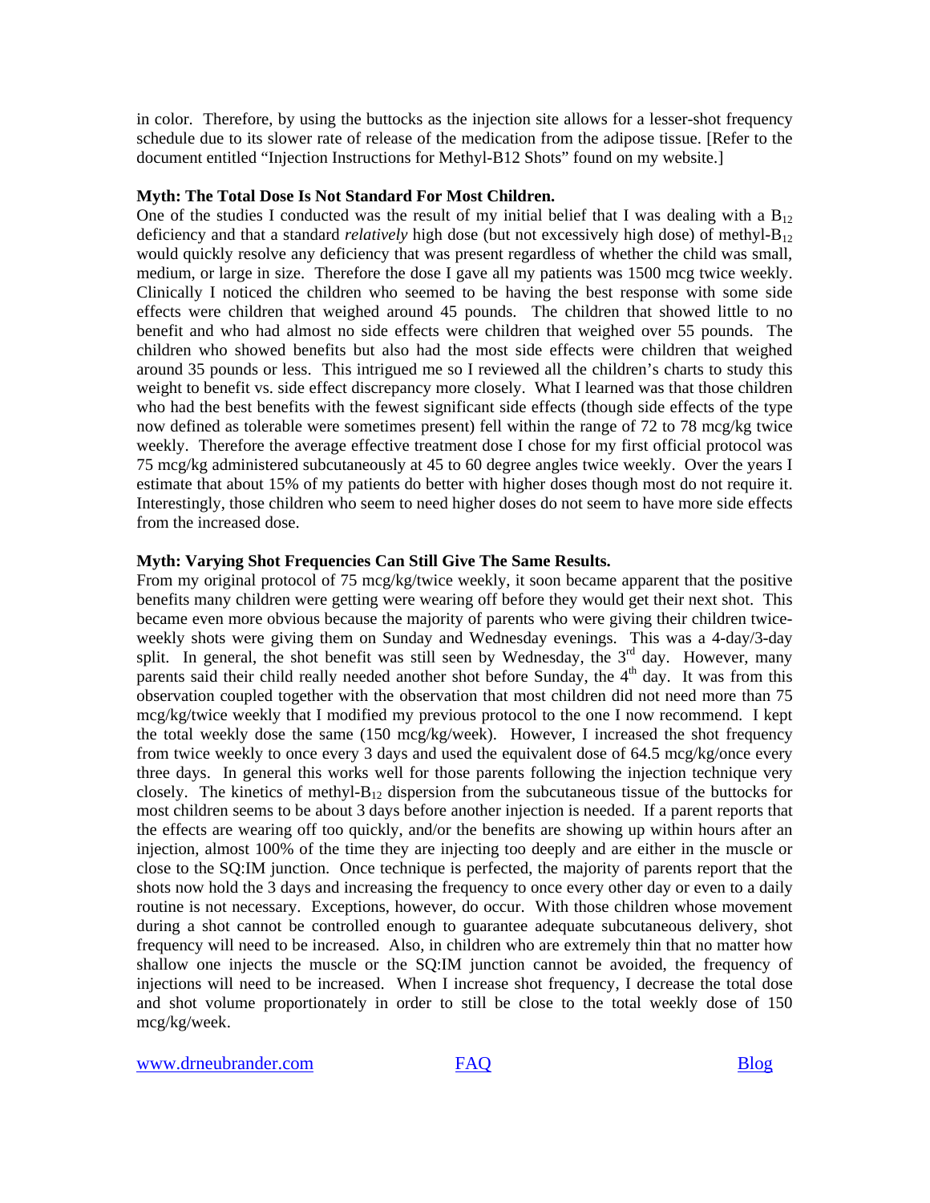in color. Therefore, by using the buttocks as the injection site allows for a lesser-shot frequency schedule due to its slower rate of release of the medication from the adipose tissue. [Refer to the document entitled "Injection Instructions for Methyl-B12 Shots" found on my website.]

**Myth: The Total Dose Is Not Standard For Most Children.**

One of the studies I conducted was the result of my initial belief that I was dealing with a $B_{12}$ deficiency and that a standard *relatively* high dose (but not excessively high dose) of methyl-$B_{12}$ would quickly resolve any deficiency that was present regardless of whether the child was small, medium, or large in size. Therefore the dose I gave all my patients was 1500 mcg twice weekly. Clinically I noticed the children who seemed to be having the best response with some side effects were children that weighed around 45 pounds. The children that showed little to no benefit and who had almost no side effects were children that weighed over 55 pounds. The children who showed benefits but also had the most side effects were children that weighed around 35 pounds or less. This intrigued me so I reviewed all the children's charts to study this weight to benefit vs. side effect discrepancy more closely. What I learned was that those children who had the best benefits with the fewest significant side effects (though side effects of the type now defined as tolerable were sometimes present) fell within the range of 72 to 78 mcg/kg twice weekly. Therefore the average effective treatment dose I chose for my first official protocol was 75 mcg/kg administered subcutaneously at 45 to 60 degree angles twice weekly. Over the years I estimate that about 15% of my patients do better with higher doses though most do not require it. Interestingly, those children who seem to need higher doses do not seem to have more side effects from the increased dose.

**Myth: Varying Shot Frequencies Can Still Give The Same Results.**

From my original protocol of 75 mcg/kg/twice weekly, it soon became apparent that the positive benefits many children were getting were wearing off before they would get their next shot. This became even more obvious because the majority of parents who were giving their children twice-weekly shots were giving them on Sunday and Wednesday evenings. This was a 4-day/3-day split. In general, the shot benefit was still seen by Wednesday, the 3rd day. However, many parents said their child really needed another shot before Sunday, the 4th day. It was from this observation coupled together with the observation that most children did not need more than 75 mcg/kg/twice weekly that I modified my previous protocol to the one I now recommend. I kept the total weekly dose the same (150 mcg/kg/week). However, I increased the shot frequency from twice weekly to once every 3 days and used the equivalent dose of 64.5 mcg/kg/once every three days. In general this works well for those parents following the injection technique very closely. The kinetics of methyl-$B_{12}$ dispersion from the subcutaneous tissue of the buttocks for most children seems to be about 3 days before another injection is needed. If a parent reports that the effects are wearing off too quickly, and/or the benefits are showing up within hours after an injection, almost 100% of the time they are injecting too deeply and are either in the muscle or close to the SQ:IM junction. Once technique is perfected, the majority of parents report that the shots now hold the 3 days and increasing the frequency to once every other day or even to a daily routine is not necessary. Exceptions, however, do occur. With those children whose movement during a shot cannot be controlled enough to guarantee adequate subcutaneous delivery, shot frequency will need to be increased. Also, in children who are extremely thin that no matter how shallow one injects the muscle or the SQ:IM junction cannot be avoided, the frequency of injections will need to be increased. When I increase shot frequency, I decrease the total dose and shot volume proportionately in order to still be close to the total weekly dose of 150 mcg/kg/week.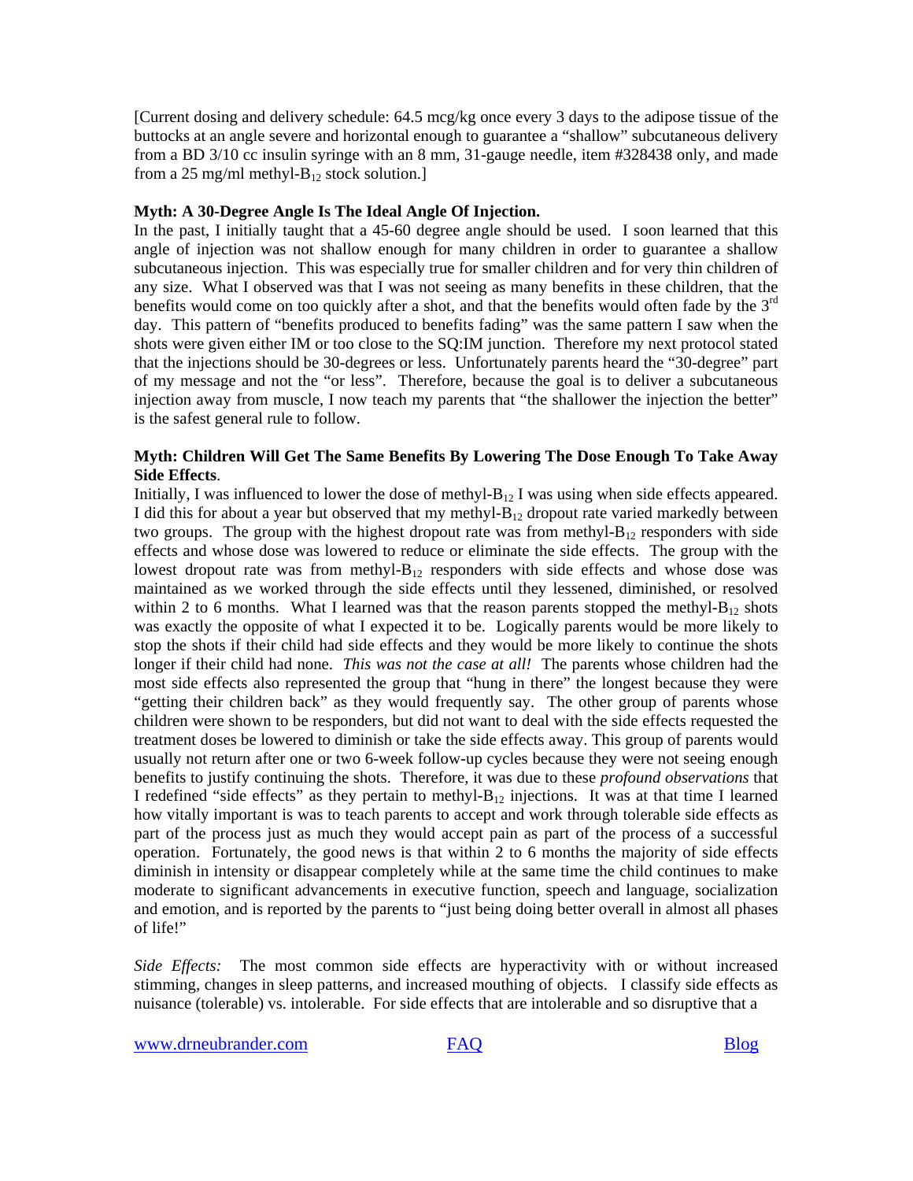[Current dosing and delivery schedule: 64.5 mcg/kg once every 3 days to the adipose tissue of the buttocks at an angle severe and horizontal enough to guarantee a "shallow" subcutaneous delivery from a BD 3/10 cc insulin syringe with an 8 mm, 31-gauge needle, item #328438 only, and made from a 25 mg/ml methyl-$B_{12}$ stock solution.]

**Myth: A 30-Degree Angle Is The Ideal Angle Of Injection.**

In the past, I initially taught that a 45-60 degree angle should be used. I soon learned that this angle of injection was not shallow enough for many children in order to guarantee a shallow subcutaneous injection. This was especially true for smaller children and for very thin children of any size. What I observed was that I was not seeing as many benefits in these children, that the benefits would come on too quickly after a shot, and that the benefits would often fade by the 3rd day. This pattern of "benefits produced to benefits fading" was the same pattern I saw when the shots were given either IM or too close to the SQ:IM junction. Therefore my next protocol stated that the injections should be 30-degrees or less. Unfortunately parents heard the "30-degree" part of my message and not the "or less". Therefore, because the goal is to deliver a subcutaneous injection away from muscle, I now teach my parents that "the shallower the injection the better" is the safest general rule to follow.

**Myth: Children Will Get The Same Benefits By Lowering The Dose Enough To Take Away Side Effects**.

Initially, I was influenced to lower the dose of methyl-$B_{12}$ I was using when side effects appeared. I did this for about a year but observed that my methyl-$B_{12}$ dropout rate varied markedly between two groups. The group with the highest dropout rate was from methyl-$B_{12}$ responders with side effects and whose dose was lowered to reduce or eliminate the side effects. The group with the lowest dropout rate was from methyl-$B_{12}$ responders with side effects and whose dose was maintained as we worked through the side effects until they lessened, diminished, or resolved within 2 to 6 months. What I learned was that the reason parents stopped the methyl-$B_{12}$ shots was exactly the opposite of what I expected it to be. Logically parents would be more likely to stop the shots if their child had side effects and they would be more likely to continue the shots longer if their child had none. *This was not the case at all!* The parents whose children had the most side effects also represented the group that "hung in there" the longest because they were "getting their children back" as they would frequently say. The other group of parents whose children were shown to be responders, but did not want to deal with the side effects requested the treatment doses be lowered to diminish or take the side effects away. This group of parents would usually not return after one or two 6-week follow-up cycles because they were not seeing enough benefits to justify continuing the shots. Therefore, it was due to these *profound observations* that I redefined "side effects" as they pertain to methyl-$B_{12}$ injections. It was at that time I learned how vitally important is was to teach parents to accept and work through tolerable side effects as part of the process just as much they would accept pain as part of the process of a successful operation. Fortunately, the good news is that within 2 to 6 months the majority of side effects diminish in intensity or disappear completely while at the same time the child continues to make moderate to significant advancements in executive function, speech and language, socialization and emotion, and is reported by the parents to "just being doing better overall in almost all phases of life!"

*Side Effects:* The most common side effects are hyperactivity with or without increased stimming, changes in sleep patterns, and increased mouthing of objects. I classify side effects as nuisance (tolerable) vs. intolerable. For side effects that are intolerable and so disruptive that a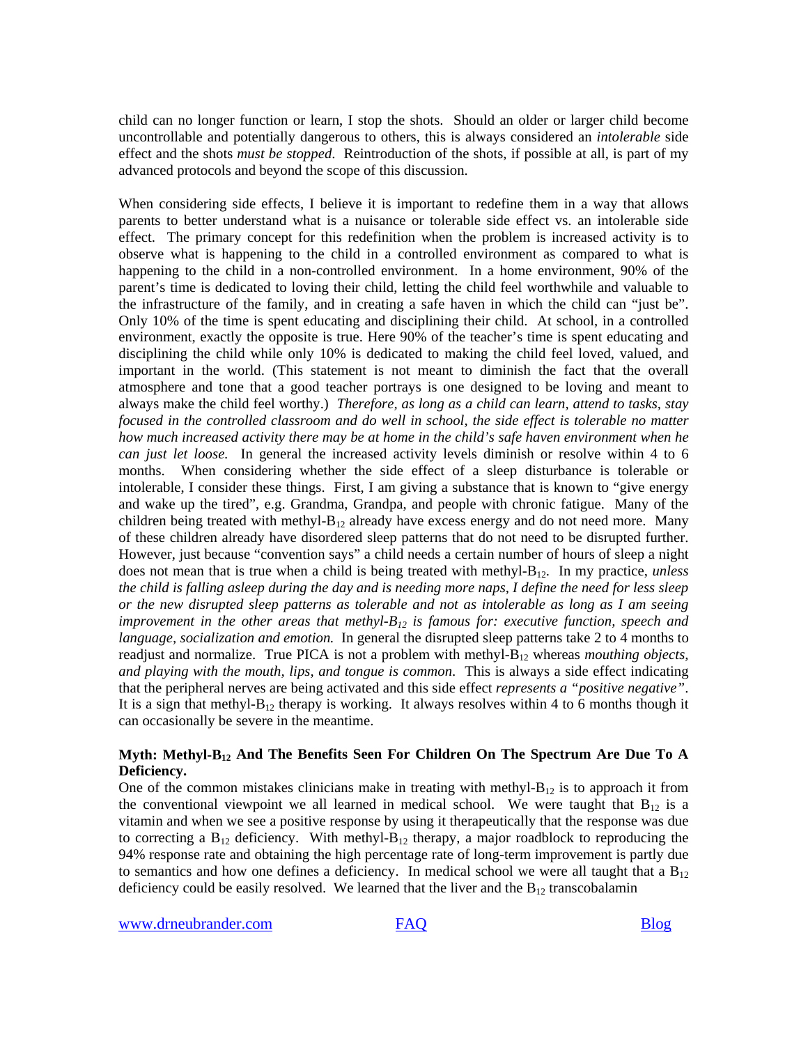child can no longer function or learn, I stop the shots. Should an older or larger child become uncontrollable and potentially dangerous to others, this is always considered an *intolerable* side effect and the shots *must be stopped*. Reintroduction of the shots, if possible at all, is part of my advanced protocols and beyond the scope of this discussion.

When considering side effects, I believe it is important to redefine them in a way that allows parents to better understand what is a nuisance or tolerable side effect vs. an intolerable side effect. The primary concept for this redefinition when the problem is increased activity is to observe what is happening to the child in a controlled environment as compared to what is happening to the child in a non-controlled environment. In a home environment, 90% of the parent's time is dedicated to loving their child, letting the child feel worthwhile and valuable to the infrastructure of the family, and in creating a safe haven in which the child can "just be". Only 10% of the time is spent educating and disciplining their child. At school, in a controlled environment, exactly the opposite is true. Here 90% of the teacher's time is spent educating and disciplining the child while only 10% is dedicated to making the child feel loved, valued, and important in the world. (This statement is not meant to diminish the fact that the overall atmosphere and tone that a good teacher portrays is one designed to be loving and meant to always make the child feel worthy.) *Therefore, as long as a child can learn, attend to tasks, stay focused in the controlled classroom and do well in school, the side effect is tolerable no matter how much increased activity there may be at home in the child's safe haven environment when he can just let loose.* In general the increased activity levels diminish or resolve within 4 to 6 months. When considering whether the side effect of a sleep disturbance is tolerable or intolerable, I consider these things. First, I am giving a substance that is known to "give energy and wake up the tired", e.g. Grandma, Grandpa, and people with chronic fatigue. Many of the children being treated with methyl-$B_{12}$ already have excess energy and do not need more. Many of these children already have disordered sleep patterns that do not need to be disrupted further. However, just because "convention says" a child needs a certain number of hours of sleep a night does not mean that is true when a child is being treated with methyl-$B_{12}$. In my practice, *unless the child is falling asleep during the day and is needing more naps, I define the need for less sleep or the new disrupted sleep patterns as tolerable and not as intolerable as long as I am seeing improvement in the other areas that methyl-$B_{12}$ is famous for: executive function, speech and language, socialization and emotion.* In general the disrupted sleep patterns take 2 to 4 months to readjust and normalize. True PICA is not a problem with methyl-$B_{12}$ whereas *mouthing objects, and playing with the mouth, lips, and tongue is common*. This is always a side effect indicating that the peripheral nerves are being activated and this side effect *represents a "positive negative"*. It is a sign that methyl-$B_{12}$ therapy is working. It always resolves within 4 to 6 months though it can occasionally be severe in the meantime.

**Myth: Methyl-$B_{12}$ And The Benefits Seen For Children On The Spectrum Are Due To A Deficiency.**

One of the common mistakes clinicians make in treating with methyl-$B_{12}$ is to approach it from the conventional viewpoint we all learned in medical school. We were taught that $B_{12}$ is a vitamin and when we see a positive response by using it therapeutically that the response was due to correcting a $B_{12}$ deficiency. With methyl-$B_{12}$ therapy, a major roadblock to reproducing the 94% response rate and obtaining the high percentage rate of long-term improvement is partly due to semantics and how one defines a deficiency. In medical school we were all taught that a $B_{12}$ deficiency could be easily resolved. We learned that the liver and the $B_{12}$ transcobalamin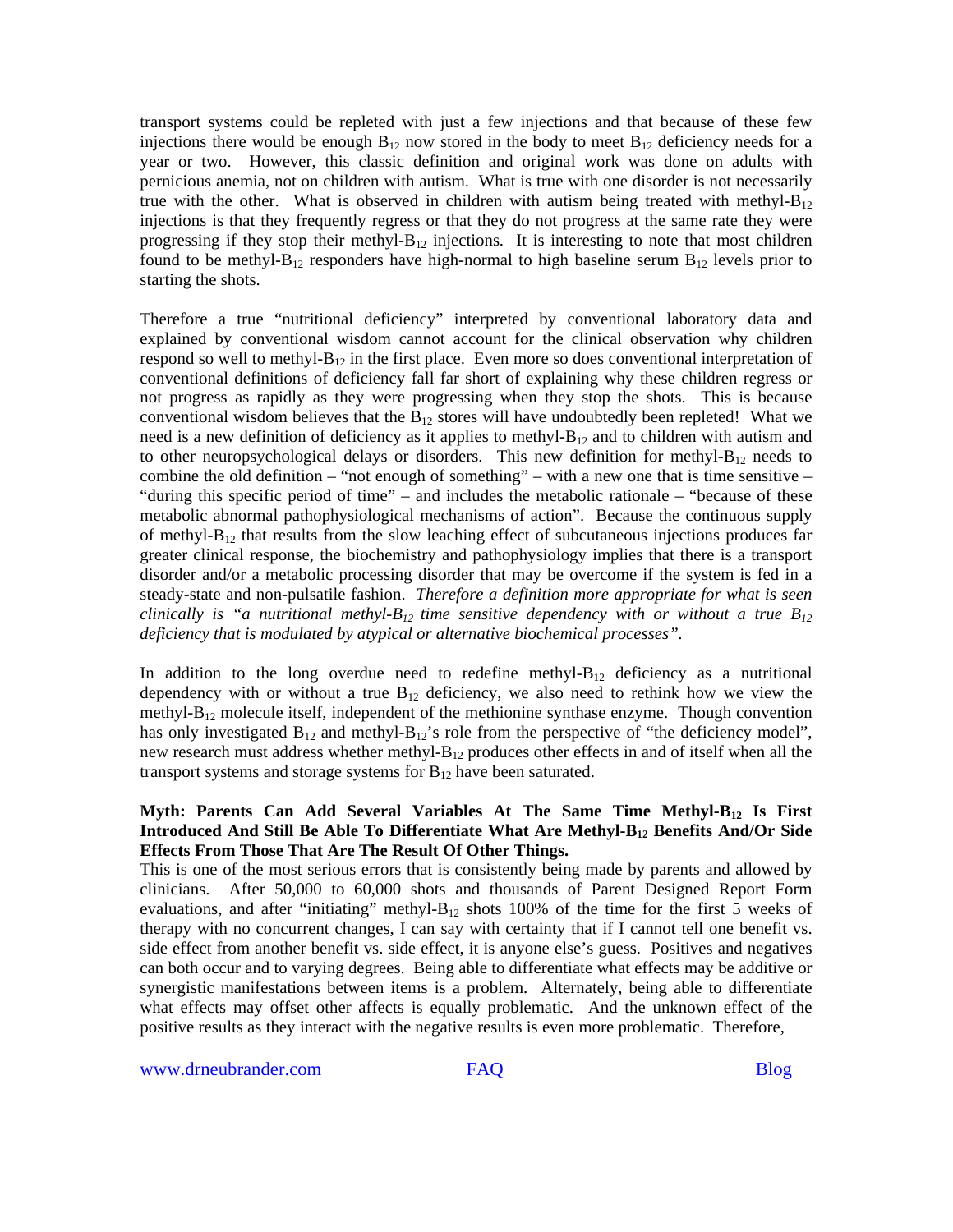transport systems could be repleted with just a few injections and that because of these few injections there would be enough $B_{12}$ now stored in the body to meet $B_{12}$ deficiency needs for a year or two. However, this classic definition and original work was done on adults with pernicious anemia, not on children with autism. What is true with one disorder is not necessarily true with the other. What is observed in children with autism being treated with methyl-$B_{12}$ injections is that they frequently regress or that they do not progress at the same rate they were progressing if they stop their methyl-$B_{12}$ injections. It is interesting to note that most children found to be methyl-$B_{12}$ responders have high-normal to high baseline serum $B_{12}$ levels prior to starting the shots.

Therefore a true "nutritional deficiency" interpreted by conventional laboratory data and explained by conventional wisdom cannot account for the clinical observation why children respond so well to methyl-$B_{12}$ in the first place. Even more so does conventional interpretation of conventional definitions of deficiency fall far short of explaining why these children regress or not progress as rapidly as they were progressing when they stop the shots. This is because conventional wisdom believes that the $B_{12}$ stores will have undoubtedly been repleted! What we need is a new definition of deficiency as it applies to methyl-$B_{12}$ and to children with autism and to other neuropsychological delays or disorders. This new definition for methyl-$B_{12}$ needs to combine the old definition – "not enough of something" – with a new one that is time sensitive – "during this specific period of time" – and includes the metabolic rationale – "because of these metabolic abnormal pathophysiological mechanisms of action". Because the continuous supply of methyl-$B_{12}$ that results from the slow leaching effect of subcutaneous injections produces far greater clinical response, the biochemistry and pathophysiology implies that there is a transport disorder and/or a metabolic processing disorder that may be overcome if the system is fed in a steady-state and non-pulsatile fashion. *Therefore a definition more appropriate for what is seen clinically is "a nutritional methyl-$B_{12}$ time sensitive dependency with or without a true $B_{12}$ deficiency that is modulated by atypical or alternative biochemical processes".*

In addition to the long overdue need to redefine methyl-$B_{12}$ deficiency as a nutritional dependency with or without a true $B_{12}$ deficiency, we also need to rethink how we view the methyl-$B_{12}$ molecule itself, independent of the methionine synthase enzyme. Though convention has only investigated $B_{12}$ and methyl-$B_{12}$'s role from the perspective of "the deficiency model", new research must address whether methyl-$B_{12}$ produces other effects in and of itself when all the transport systems and storage systems for $B_{12}$ have been saturated.

**Myth: Parents Can Add Several Variables At The Same Time Methyl-$B_{12}$ Is First Introduced And Still Be Able To Differentiate What Are Methyl-$B_{12}$ Benefits And/Or Side Effects From Those That Are The Result Of Other Things.**

This is one of the most serious errors that is consistently being made by parents and allowed by clinicians. After 50,000 to 60,000 shots and thousands of Parent Designed Report Form evaluations, and after "initiating" methyl-$B_{12}$ shots 100% of the time for the first 5 weeks of therapy with no concurrent changes, I can say with certainty that if I cannot tell one benefit vs. side effect from another benefit vs. side effect, it is anyone else's guess. Positives and negatives can both occur and to varying degrees. Being able to differentiate what effects may be additive or synergistic manifestations between items is a problem. Alternately, being able to differentiate what effects may offset other affects is equally problematic. And the unknown effect of the positive results as they interact with the negative results is even more problematic. Therefore,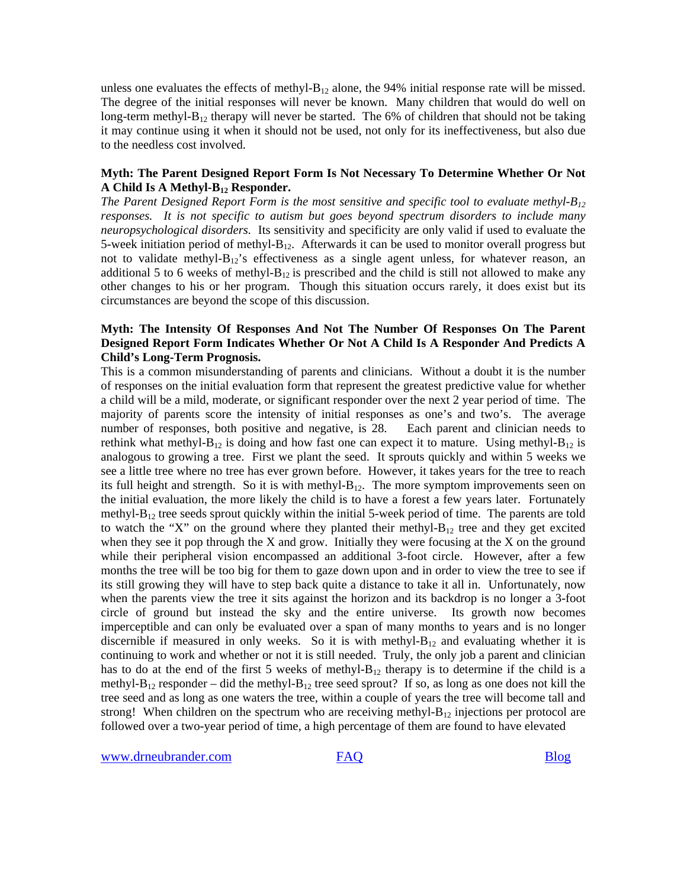unless one evaluates the effects of methyl-$B_{12}$ alone, the 94% initial response rate will be missed. The degree of the initial responses will never be known. Many children that would do well on long-term methyl-$B_{12}$ therapy will never be started. The 6% of children that should not be taking it may continue using it when it should not be used, not only for its ineffectiveness, but also due to the needless cost involved.

**Myth: The Parent Designed Report Form Is Not Necessary To Determine Whether Or Not A Child Is A Methyl-$B_{12}$ Responder.**

*The Parent Designed Report Form is the most sensitive and specific tool to evaluate methyl-$B_{12}$ responses. It is not specific to autism but goes beyond spectrum disorders to include many neuropsychological disorders.* Its sensitivity and specificity are only valid if used to evaluate the 5-week initiation period of methyl-$B_{12}$. Afterwards it can be used to monitor overall progress but not to validate methyl-$B_{12}$'s effectiveness as a single agent unless, for whatever reason, an additional 5 to 6 weeks of methyl-$B_{12}$ is prescribed and the child is still not allowed to make any other changes to his or her program. Though this situation occurs rarely, it does exist but its circumstances are beyond the scope of this discussion.

**Myth: The Intensity Of Responses And Not The Number Of Responses On The Parent Designed Report Form Indicates Whether Or Not A Child Is A Responder And Predicts A Child's Long-Term Prognosis.**

This is a common misunderstanding of parents and clinicians. Without a doubt it is the number of responses on the initial evaluation form that represent the greatest predictive value for whether a child will be a mild, moderate, or significant responder over the next 2 year period of time. The majority of parents score the intensity of initial responses as one's and two's. The average number of responses, both positive and negative, is 28. Each parent and clinician needs to rethink what methyl-$B_{12}$ is doing and how fast one can expect it to mature. Using methyl-$B_{12}$ is analogous to growing a tree. First we plant the seed. It sprouts quickly and within 5 weeks we see a little tree where no tree has ever grown before. However, it takes years for the tree to reach its full height and strength. So it is with methyl-$B_{12}$. The more symptom improvements seen on the initial evaluation, the more likely the child is to have a forest a few years later. Fortunately methyl-$B_{12}$ tree seeds sprout quickly within the initial 5-week period of time. The parents are told to watch the "X" on the ground where they planted their methyl-$B_{12}$ tree and they get excited when they see it pop through the X and grow. Initially they were focusing at the X on the ground while their peripheral vision encompassed an additional 3-foot circle. However, after a few months the tree will be too big for them to gaze down upon and in order to view the tree to see if its still growing they will have to step back quite a distance to take it all in. Unfortunately, now when the parents view the tree it sits against the horizon and its backdrop is no longer a 3-foot circle of ground but instead the sky and the entire universe. Its growth now becomes imperceptible and can only be evaluated over a span of many months to years and is no longer discernible if measured in only weeks. So it is with methyl-$B_{12}$ and evaluating whether it is continuing to work and whether or not it is still needed. Truly, the only job a parent and clinician has to do at the end of the first 5 weeks of methyl-$B_{12}$ therapy is to determine if the child is a methyl-$B_{12}$ responder – did the methyl-$B_{12}$ tree seed sprout? If so, as long as one does not kill the tree seed and as long as one waters the tree, within a couple of years the tree will become tall and strong! When children on the spectrum who are receiving methyl-$B_{12}$ injections per protocol are followed over a two-year period of time, a high percentage of them are found to have elevated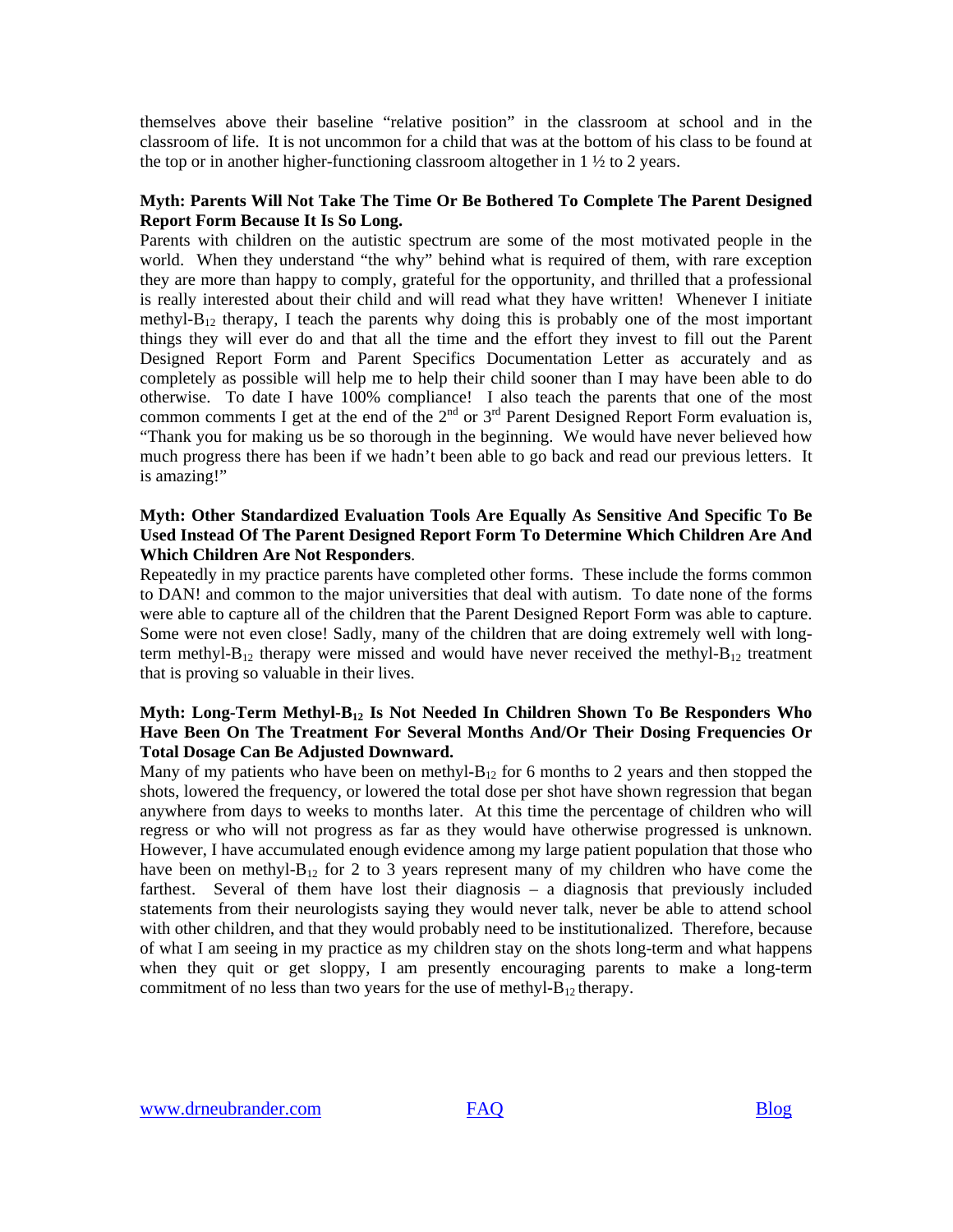themselves above their baseline "relative position" in the classroom at school and in the classroom of life. It is not uncommon for a child that was at the bottom of his class to be found at the top or in another higher-functioning classroom altogether in 1 ½ to 2 years.

**Myth: Parents Will Not Take The Time Or Be Bothered To Complete The Parent Designed Report Form Because It Is So Long.**

Parents with children on the autistic spectrum are some of the most motivated people in the world. When they understand "the why" behind what is required of them, with rare exception they are more than happy to comply, grateful for the opportunity, and thrilled that a professional is really interested about their child and will read what they have written! Whenever I initiate methyl-$B_{12}$ therapy, I teach the parents why doing this is probably one of the most important things they will ever do and that all the time and the effort they invest to fill out the Parent Designed Report Form and Parent Specifics Documentation Letter as accurately and as completely as possible will help me to help their child sooner than I may have been able to do otherwise. To date I have 100% compliance! I also teach the parents that one of the most common comments I get at the end of the 2nd or 3rd Parent Designed Report Form evaluation is, "Thank you for making us be so thorough in the beginning. We would have never believed how much progress there has been if we hadn't been able to go back and read our previous letters. It is amazing!"

**Myth: Other Standardized Evaluation Tools Are Equally As Sensitive And Specific To Be Used Instead Of The Parent Designed Report Form To Determine Which Children Are And Which Children Are Not Responders**.

Repeatedly in my practice parents have completed other forms. These include the forms common to DAN! and common to the major universities that deal with autism. To date none of the forms were able to capture all of the children that the Parent Designed Report Form was able to capture. Some were not even close! Sadly, many of the children that are doing extremely well with long-term methyl-$B_{12}$ therapy were missed and would have never received the methyl-$B_{12}$ treatment that is proving so valuable in their lives.

**Myth: Long-Term Methyl-$B_{12}$ Is Not Needed In Children Shown To Be Responders Who Have Been On The Treatment For Several Months And/Or Their Dosing Frequencies Or Total Dosage Can Be Adjusted Downward.**

Many of my patients who have been on methyl-$B_{12}$ for 6 months to 2 years and then stopped the shots, lowered the frequency, or lowered the total dose per shot have shown regression that began anywhere from days to weeks to months later. At this time the percentage of children who will regress or who will not progress as far as they would have otherwise progressed is unknown. However, I have accumulated enough evidence among my large patient population that those who have been on methyl-$B_{12}$ for 2 to 3 years represent many of my children who have come the farthest. Several of them have lost their diagnosis – a diagnosis that previously included statements from their neurologists saying they would never talk, never be able to attend school with other children, and that they would probably need to be institutionalized. Therefore, because of what I am seeing in my practice as my children stay on the shots long-term and what happens when they quit or get sloppy, I am presently encouraging parents to make a long-term commitment of no less than two years for the use of methyl-$B_{12}$ therapy.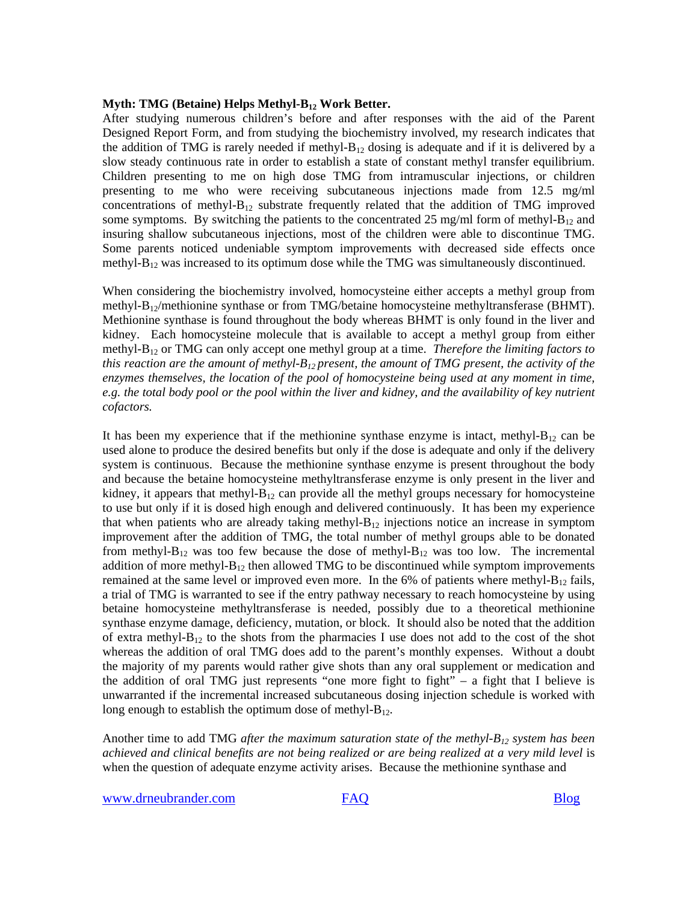**Myth: TMG (Betaine) Helps Methyl-$B_{12}$ Work Better.**

After studying numerous children's before and after responses with the aid of the Parent Designed Report Form, and from studying the biochemistry involved, my research indicates that the addition of TMG is rarely needed if methyl-$B_{12}$ dosing is adequate and if it is delivered by a slow steady continuous rate in order to establish a state of constant methyl transfer equilibrium. Children presenting to me on high dose TMG from intramuscular injections, or children presenting to me who were receiving subcutaneous injections made from 12.5 mg/ml concentrations of methyl-$B_{12}$ substrate frequently related that the addition of TMG improved some symptoms. By switching the patients to the concentrated 25 mg/ml form of methyl-$B_{12}$ and insuring shallow subcutaneous injections, most of the children were able to discontinue TMG. Some parents noticed undeniable symptom improvements with decreased side effects once methyl-$B_{12}$ was increased to its optimum dose while the TMG was simultaneously discontinued.

When considering the biochemistry involved, homocysteine either accepts a methyl group from methyl-$B_{12}$/methionine synthase or from TMG/betaine homocysteine methyltransferase (BHMT). Methionine synthase is found throughout the body whereas BHMT is only found in the liver and kidney. Each homocysteine molecule that is available to accept a methyl group from either methyl-$B_{12}$ or TMG can only accept one methyl group at a time. *Therefore the limiting factors to this reaction are the amount of methyl-$B_{12}$ present, the amount of TMG present, the activity of the enzymes themselves, the location of the pool of homocysteine being used at any moment in time, e.g. the total body pool or the pool within the liver and kidney, and the availability of key nutrient cofactors.*

It has been my experience that if the methionine synthase enzyme is intact, methyl-$B_{12}$ can be used alone to produce the desired benefits but only if the dose is adequate and only if the delivery system is continuous. Because the methionine synthase enzyme is present throughout the body and because the betaine homocysteine methyltransferase enzyme is only present in the liver and kidney, it appears that methyl-$B_{12}$ can provide all the methyl groups necessary for homocysteine to use but only if it is dosed high enough and delivered continuously. It has been my experience that when patients who are already taking methyl-$B_{12}$ injections notice an increase in symptom improvement after the addition of TMG, the total number of methyl groups able to be donated from methyl-$B_{12}$ was too few because the dose of methyl-$B_{12}$ was too low. The incremental addition of more methyl-$B_{12}$ then allowed TMG to be discontinued while symptom improvements remained at the same level or improved even more. In the 6% of patients where methyl-$B_{12}$ fails, a trial of TMG is warranted to see if the entry pathway necessary to reach homocysteine by using betaine homocysteine methyltransferase is needed, possibly due to a theoretical methionine synthase enzyme damage, deficiency, mutation, or block. It should also be noted that the addition of extra methyl-$B_{12}$ to the shots from the pharmacies I use does not add to the cost of the shot whereas the addition of oral TMG does add to the parent's monthly expenses. Without a doubt the majority of my parents would rather give shots than any oral supplement or medication and the addition of oral TMG just represents "one more fight to fight" – a fight that I believe is unwarranted if the incremental increased subcutaneous dosing injection schedule is worked with long enough to establish the optimum dose of methyl-$B_{12}$.

Another time to add TMG *after the maximum saturation state of the methyl-$B_{12}$ system has been achieved and clinical benefits are not being realized or are being realized at a very mild level* is when the question of adequate enzyme activity arises. Because the methionine synthase and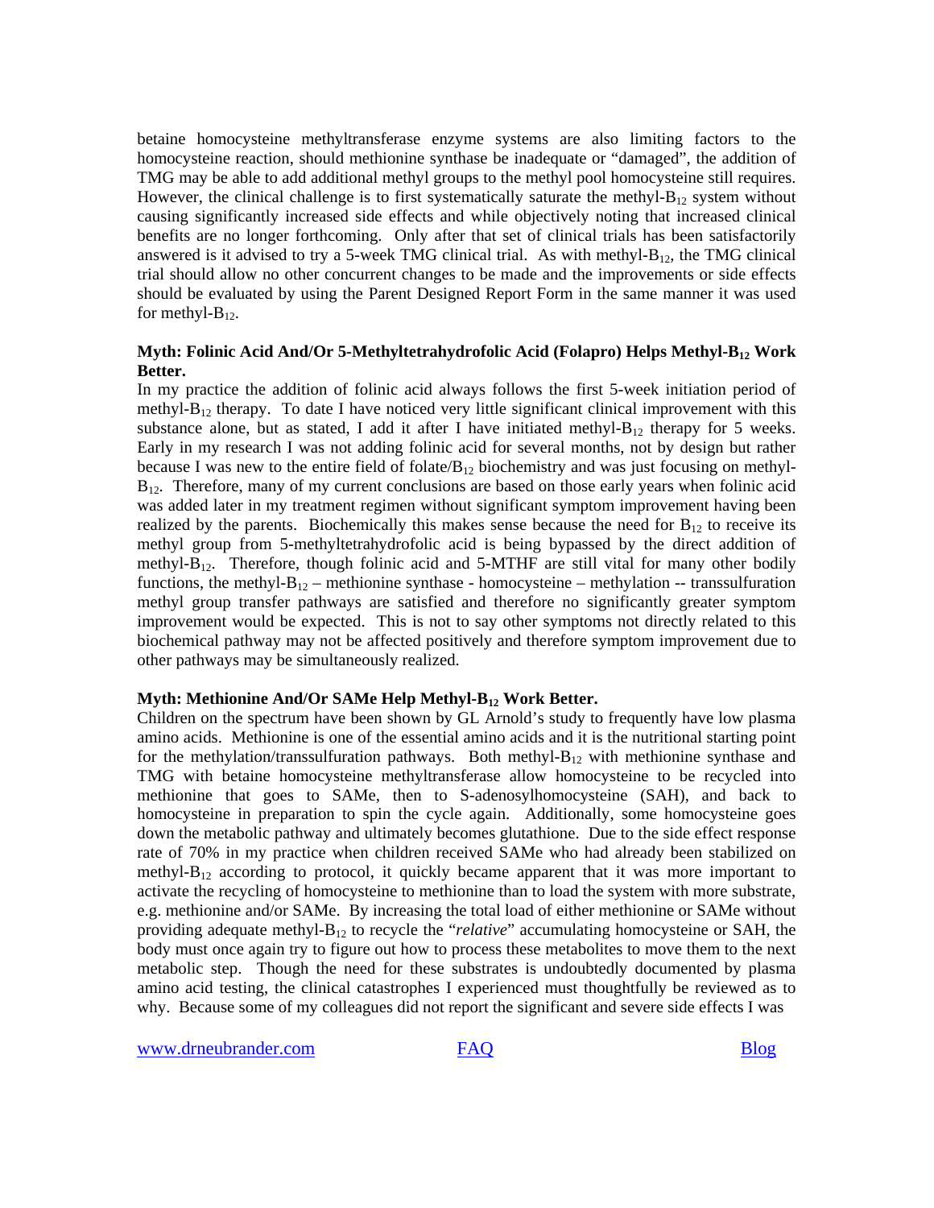betaine homocysteine methyltransferase enzyme systems are also limiting factors to the homocysteine reaction, should methionine synthase be inadequate or "damaged", the addition of TMG may be able to add additional methyl groups to the methyl pool homocysteine still requires. However, the clinical challenge is to first systematically saturate the methyl-$B_{12}$ system without causing significantly increased side effects and while objectively noting that increased clinical benefits are no longer forthcoming. Only after that set of clinical trials has been satisfactorily answered is it advised to try a 5-week TMG clinical trial. As with methyl-$B_{12}$, the TMG clinical trial should allow no other concurrent changes to be made and the improvements or side effects should be evaluated by using the Parent Designed Report Form in the same manner it was used for methyl-$B_{12}$.

**Myth: Folinic Acid And/Or 5-Methyltetrahydrofolic Acid (Folapro) Helps Methyl-$B_{12}$ Work Better.**

In my practice the addition of folinic acid always follows the first 5-week initiation period of methyl-$B_{12}$ therapy. To date I have noticed very little significant clinical improvement with this substance alone, but as stated, I add it after I have initiated methyl-$B_{12}$ therapy for 5 weeks. Early in my research I was not adding folinic acid for several months, not by design but rather because I was new to the entire field of folate/$B_{12}$ biochemistry and was just focusing on methyl-$B_{12}$. Therefore, many of my current conclusions are based on those early years when folinic acid was added later in my treatment regimen without significant symptom improvement having been realized by the parents. Biochemically this makes sense because the need for $B_{12}$ to receive its methyl group from 5-methyltetrahydrofolic acid is being bypassed by the direct addition of methyl-$B_{12}$. Therefore, though folinic acid and 5-MTHF are still vital for many other bodily functions, the methyl-$B_{12}$ – methionine synthase - homocysteine – methylation -- transsulfuration methyl group transfer pathways are satisfied and therefore no significantly greater symptom improvement would be expected. This is not to say other symptoms not directly related to this biochemical pathway may not be affected positively and therefore symptom improvement due to other pathways may be simultaneously realized.

**Myth: Methionine And/Or SAMe Help Methyl-$B_{12}$ Work Better.**

Children on the spectrum have been shown by GL Arnold's study to frequently have low plasma amino acids. Methionine is one of the essential amino acids and it is the nutritional starting point for the methylation/transsulfuration pathways. Both methyl-$B_{12}$ with methionine synthase and TMG with betaine homocysteine methyltransferase allow homocysteine to be recycled into methionine that goes to SAMe, then to S-adenosylhomocysteine (SAH), and back to homocysteine in preparation to spin the cycle again. Additionally, some homocysteine goes down the metabolic pathway and ultimately becomes glutathione. Due to the side effect response rate of 70% in my practice when children received SAMe who had already been stabilized on methyl-$B_{12}$ according to protocol, it quickly became apparent that it was more important to activate the recycling of homocysteine to methionine than to load the system with more substrate, e.g. methionine and/or SAMe. By increasing the total load of either methionine or SAMe without providing adequate methyl-$B_{12}$ to recycle the "*relative*" accumulating homocysteine or SAH, the body must once again try to figure out how to process these metabolites to move them to the next metabolic step. Though the need for these substrates is undoubtedly documented by plasma amino acid testing, the clinical catastrophes I experienced must thoughtfully be reviewed as to why. Because some of my colleagues did not report the significant and severe side effects I was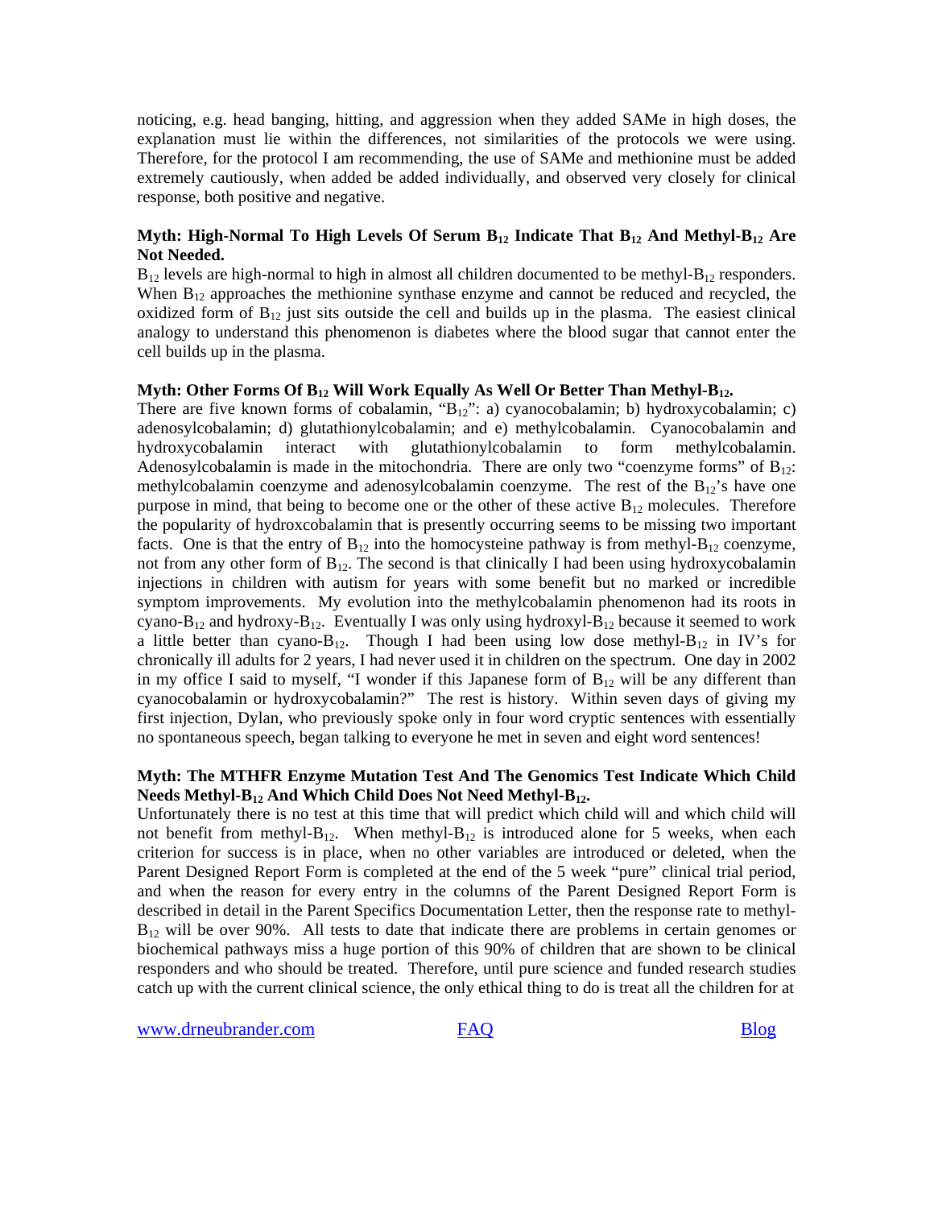noticing, e.g. head banging, hitting, and aggression when they added SAMe in high doses, the explanation must lie within the differences, not similarities of the protocols we were using. Therefore, for the protocol I am recommending, the use of SAMe and methionine must be added extremely cautiously, when added be added individually, and observed very closely for clinical response, both positive and negative.

**Myth: High-Normal To High Levels Of Serum $B_{12}$ Indicate That $B_{12}$ And Methyl-$B_{12}$ Are Not Needed.**

$B_{12}$ levels are high-normal to high in almost all children documented to be methyl-$B_{12}$ responders. When $B_{12}$ approaches the methionine synthase enzyme and cannot be reduced and recycled, the oxidized form of $B_{12}$ just sits outside the cell and builds up in the plasma. The easiest clinical analogy to understand this phenomenon is diabetes where the blood sugar that cannot enter the cell builds up in the plasma.

**Myth: Other Forms Of $B_{12}$ Will Work Equally As Well Or Better Than Methyl-$B_{12}$.**

There are five known forms of cobalamin, "$B_{12}$": a) cyanocobalamin; b) hydroxycobalamin; c) adenosylcobalamin; d) glutathionylcobalamin; and e) methylcobalamin. Cyanocobalamin and hydroxycobalamin interact with glutathionylcobalamin to form methylcobalamin. Adenosylcobalamin is made in the mitochondria. There are only two "coenzyme forms" of $B_{12}$: methylcobalamin coenzyme and adenosylcobalamin coenzyme. The rest of the $B_{12}$'s have one purpose in mind, that being to become one or the other of these active $B_{12}$ molecules. Therefore the popularity of hydroxcobalamin that is presently occurring seems to be missing two important facts. One is that the entry of $B_{12}$ into the homocysteine pathway is from methyl-$B_{12}$ coenzyme, not from any other form of $B_{12}$. The second is that clinically I had been using hydroxycobalamin injections in children with autism for years with some benefit but no marked or incredible symptom improvements. My evolution into the methylcobalamin phenomenon had its roots in cyano-$B_{12}$ and hydroxy-$B_{12}$. Eventually I was only using hydroxyl-$B_{12}$ because it seemed to work a little better than cyano-$B_{12}$. Though I had been using low dose methyl-$B_{12}$ in IV's for chronically ill adults for 2 years, I had never used it in children on the spectrum. One day in 2002 in my office I said to myself, "I wonder if this Japanese form of $B_{12}$ will be any different than cyanocobalamin or hydroxycobalamin?" The rest is history. Within seven days of giving my first injection, Dylan, who previously spoke only in four word cryptic sentences with essentially no spontaneous speech, began talking to everyone he met in seven and eight word sentences!

**Myth: The MTHFR Enzyme Mutation Test And The Genomics Test Indicate Which Child Needs Methyl-$B_{12}$ And Which Child Does Not Need Methyl-$B_{12}$.**

Unfortunately there is no test at this time that will predict which child will and which child will not benefit from methyl-$B_{12}$. When methyl-$B_{12}$ is introduced alone for 5 weeks, when each criterion for success is in place, when no other variables are introduced or deleted, when the Parent Designed Report Form is completed at the end of the 5 week "pure" clinical trial period, and when the reason for every entry in the columns of the Parent Designed Report Form is described in detail in the Parent Specifics Documentation Letter, then the response rate to methyl-$B_{12}$ will be over 90%. All tests to date that indicate there are problems in certain genomes or biochemical pathways miss a huge portion of this 90% of children that are shown to be clinical responders and who should be treated. Therefore, until pure science and funded research studies catch up with the current clinical science, the only ethical thing to do is treat all the children for at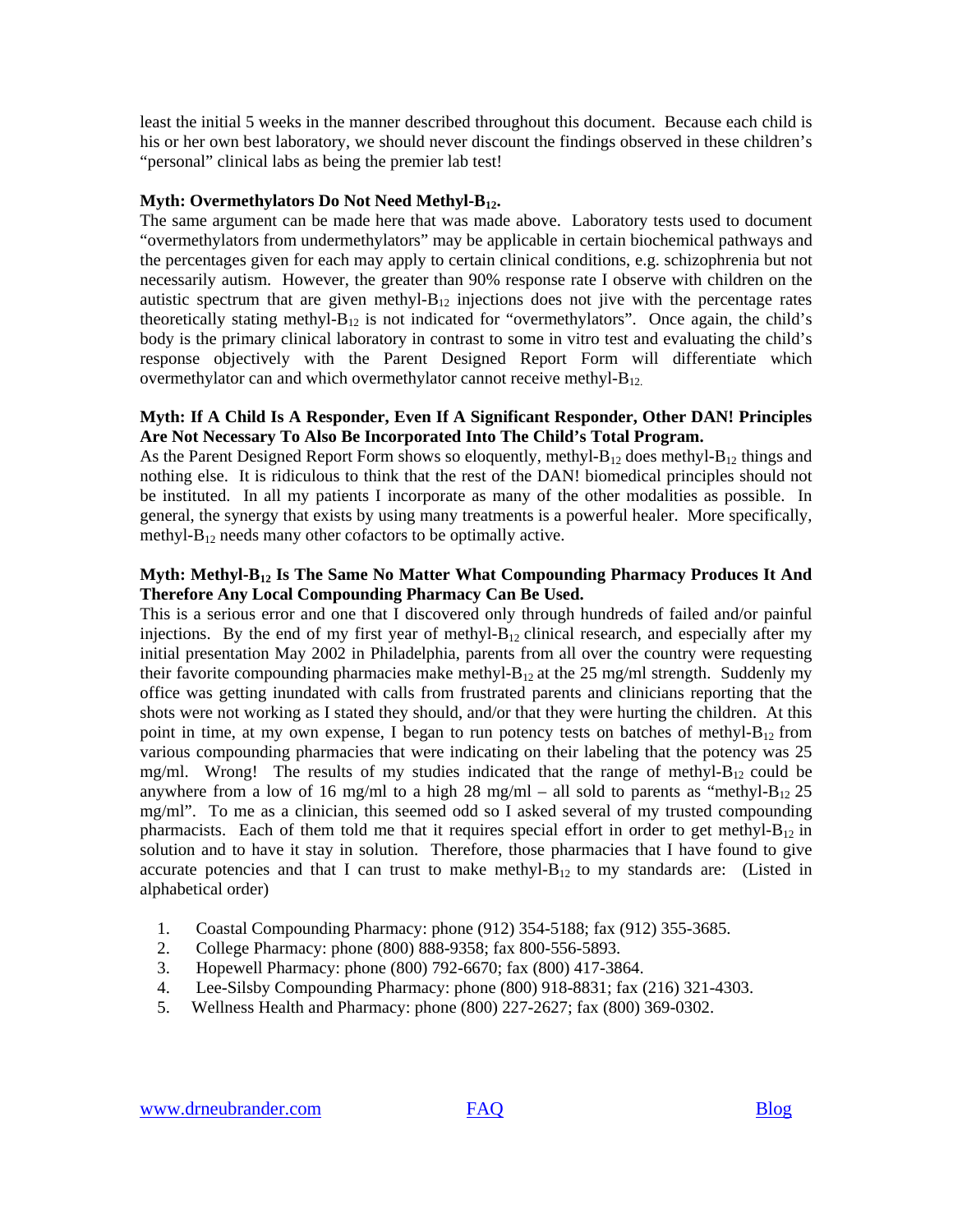least the initial 5 weeks in the manner described throughout this document. Because each child is his or her own best laboratory, we should never discount the findings observed in these children's "personal" clinical labs as being the premier lab test!

**Myth: Overmethylators Do Not Need Methyl-$B_{12}$.**

The same argument can be made here that was made above. Laboratory tests used to document "overmethylators from undermethylators" may be applicable in certain biochemical pathways and the percentages given for each may apply to certain clinical conditions, e.g. schizophrenia but not necessarily autism. However, the greater than 90% response rate I observe with children on the autistic spectrum that are given methyl-$B_{12}$ injections does not jive with the percentage rates theoretically stating methyl-$B_{12}$ is not indicated for "overmethylators". Once again, the child's body is the primary clinical laboratory in contrast to some in vitro test and evaluating the child's response objectively with the Parent Designed Report Form will differentiate which overmethylator can and which overmethylator cannot receive methyl-$B_{12}$.

**Myth: If A Child Is A Responder, Even If A Significant Responder, Other DAN! Principles Are Not Necessary To Also Be Incorporated Into The Child's Total Program.**

As the Parent Designed Report Form shows so eloquently, methyl-$B_{12}$ does methyl-$B_{12}$ things and nothing else. It is ridiculous to think that the rest of the DAN! biomedical principles should not be instituted. In all my patients I incorporate as many of the other modalities as possible. In general, the synergy that exists by using many treatments is a powerful healer. More specifically, methyl-$B_{12}$ needs many other cofactors to be optimally active.

**Myth: Methyl-$B_{12}$ Is The Same No Matter What Compounding Pharmacy Produces It And Therefore Any Local Compounding Pharmacy Can Be Used.**

This is a serious error and one that I discovered only through hundreds of failed and/or painful injections. By the end of my first year of methyl-$B_{12}$ clinical research, and especially after my initial presentation May 2002 in Philadelphia, parents from all over the country were requesting their favorite compounding pharmacies make methyl-$B_{12}$ at the 25 mg/ml strength. Suddenly my office was getting inundated with calls from frustrated parents and clinicians reporting that the shots were not working as I stated they should, and/or that they were hurting the children. At this point in time, at my own expense, I began to run potency tests on batches of methyl-$B_{12}$ from various compounding pharmacies that were indicating on their labeling that the potency was 25 mg/ml. Wrong! The results of my studies indicated that the range of methyl-$B_{12}$ could be anywhere from a low of 16 mg/ml to a high 28 mg/ml – all sold to parents as "methyl-$B_{12}$ 25 mg/ml". To me as a clinician, this seemed odd so I asked several of my trusted compounding pharmacists. Each of them told me that it requires special effort in order to get methyl-$B_{12}$ in solution and to have it stay in solution. Therefore, those pharmacies that I have found to give accurate potencies and that I can trust to make methyl-$B_{12}$ to my standards are: (Listed in alphabetical order)

1. Coastal Compounding Pharmacy: phone (912) 354-5188; fax (912) 355-3685.
2. College Pharmacy: phone (800) 888-9358; fax 800-556-5893.
3. Hopewell Pharmacy: phone (800) 792-6670; fax (800) 417-3864.
4. Lee-Silsby Compounding Pharmacy: phone (800) 918-8831; fax (216) 321-4303.
5. Wellness Health and Pharmacy: phone (800) 227-2627; fax (800) 369-0302.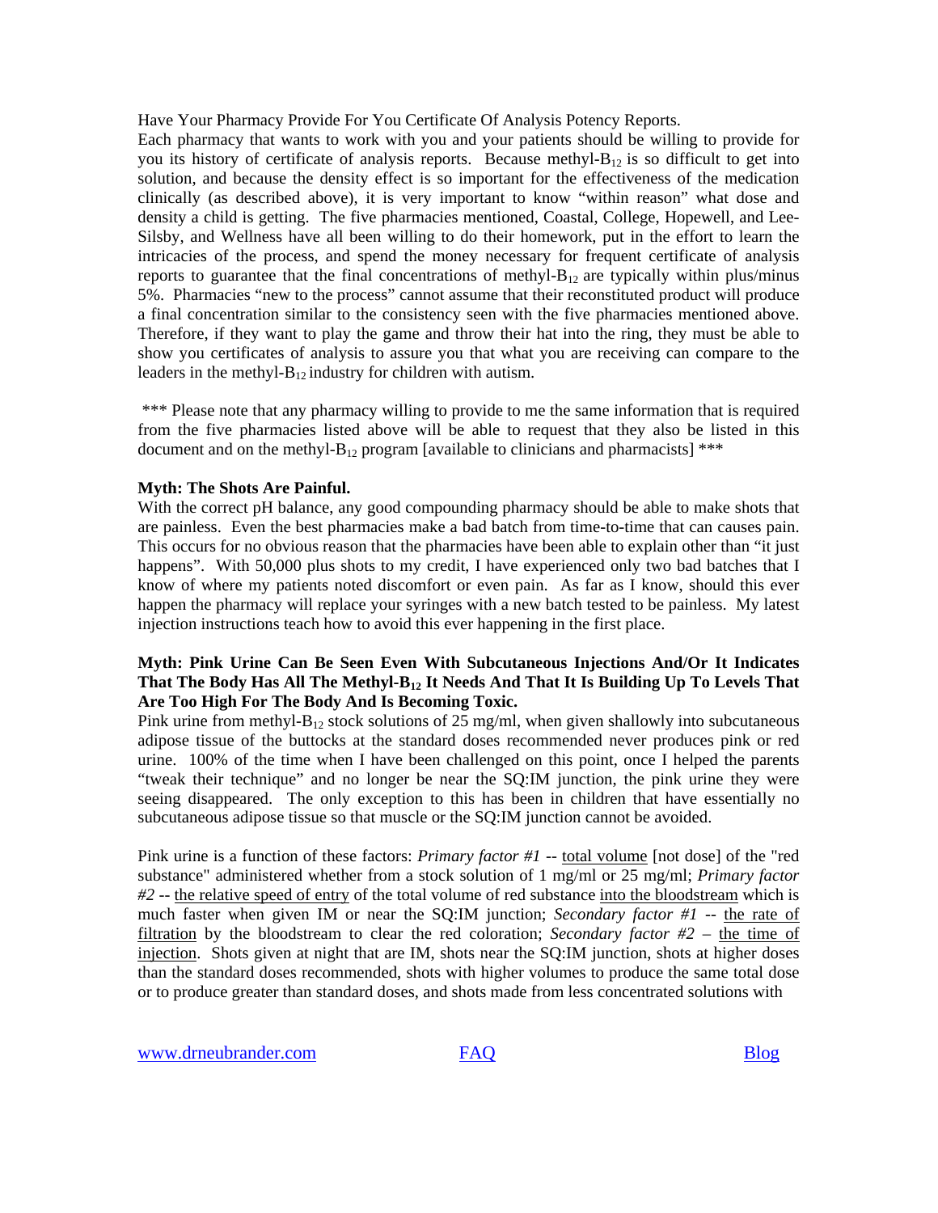Have Your Pharmacy Provide For You Certificate Of Analysis Potency Reports.

Each pharmacy that wants to work with you and your patients should be willing to provide for you its history of certificate of analysis reports. Because methyl-$B_{12}$ is so difficult to get into solution, and because the density effect is so important for the effectiveness of the medication clinically (as described above), it is very important to know "within reason" what dose and density a child is getting. The five pharmacies mentioned, Coastal, College, Hopewell, and Lee-Silsby, and Wellness have all been willing to do their homework, put in the effort to learn the intricacies of the process, and spend the money necessary for frequent certificate of analysis reports to guarantee that the final concentrations of methyl-$B_{12}$ are typically within plus/minus 5%. Pharmacies "new to the process" cannot assume that their reconstituted product will produce a final concentration similar to the consistency seen with the five pharmacies mentioned above. Therefore, if they want to play the game and throw their hat into the ring, they must be able to show you certificates of analysis to assure you that what you are receiving can compare to the leaders in the methyl-$B_{12}$ industry for children with autism.

*** Please note that any pharmacy willing to provide to me the same information that is required from the five pharmacies listed above will be able to request that they also be listed in this document and on the methyl-$B_{12}$ program [available to clinicians and pharmacists] ***

**Myth: The Shots Are Painful.**

With the correct pH balance, any good compounding pharmacy should be able to make shots that are painless. Even the best pharmacies make a bad batch from time-to-time that can causes pain. This occurs for no obvious reason that the pharmacies have been able to explain other than "it just happens". With 50,000 plus shots to my credit, I have experienced only two bad batches that I know of where my patients noted discomfort or even pain. As far as I know, should this ever happen the pharmacy will replace your syringes with a new batch tested to be painless. My latest injection instructions teach how to avoid this ever happening in the first place.

**Myth: Pink Urine Can Be Seen Even With Subcutaneous Injections And/Or It Indicates That The Body Has All The Methyl-$B_{12}$ It Needs And That It Is Building Up To Levels That Are Too High For The Body And Is Becoming Toxic.**

Pink urine from methyl-$B_{12}$ stock solutions of 25 mg/ml, when given shallowly into subcutaneous adipose tissue of the buttocks at the standard doses recommended never produces pink or red urine. 100% of the time when I have been challenged on this point, once I helped the parents "tweak their technique" and no longer be near the SQ:IM junction, the pink urine they were seeing disappeared. The only exception to this has been in children that have essentially no subcutaneous adipose tissue so that muscle or the SQ:IM junction cannot be avoided.

Pink urine is a function of these factors: *Primary factor #1* -- total volume [not dose] of the "red substance" administered whether from a stock solution of 1 mg/ml or 25 mg/ml; *Primary factor #2* -- the relative speed of entry of the total volume of red substance into the bloodstream which is much faster when given IM or near the SQ:IM junction; *Secondary factor #1* -- the rate of filtration by the bloodstream to clear the red coloration; *Secondary factor #2* – the time of injection. Shots given at night that are IM, shots near the SQ:IM junction, shots at higher doses than the standard doses recommended, shots with higher volumes to produce the same total dose or to produce greater than standard doses, and shots made from less concentrated solutions with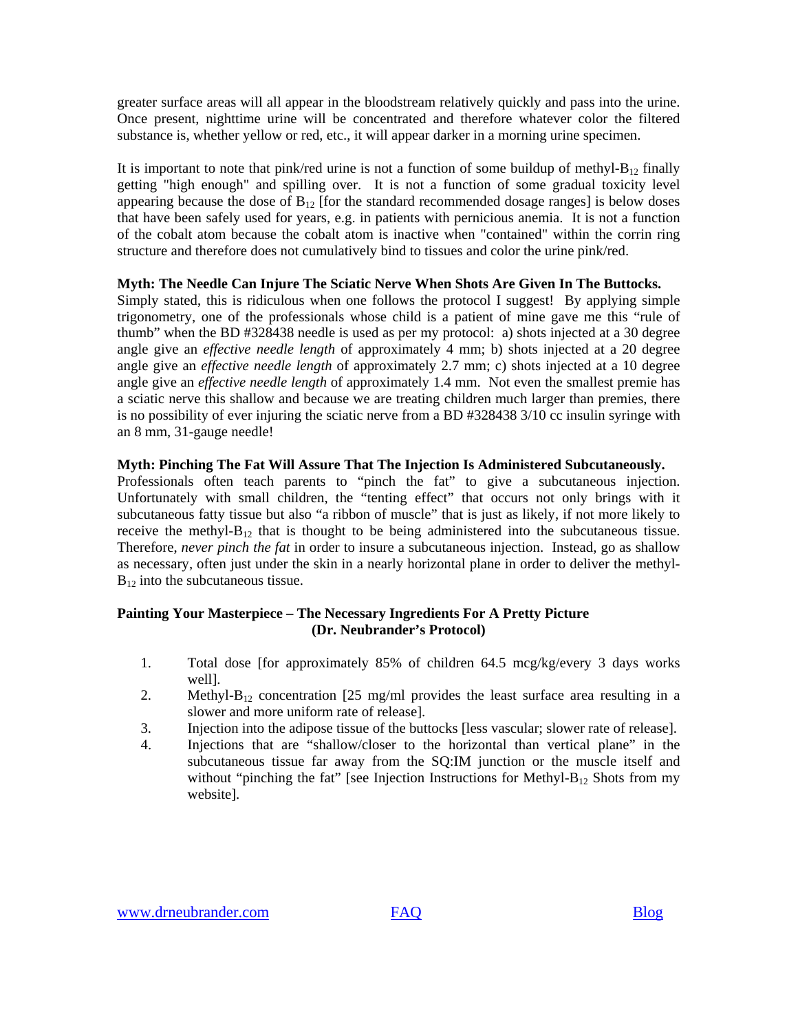greater surface areas will all appear in the bloodstream relatively quickly and pass into the urine. Once present, nighttime urine will be concentrated and therefore whatever color the filtered substance is, whether yellow or red, etc., it will appear darker in a morning urine specimen.

It is important to note that pink/red urine is not a function of some buildup of methyl-$B_{12}$ finally getting "high enough" and spilling over. It is not a function of some gradual toxicity level appearing because the dose of $B_{12}$ [for the standard recommended dosage ranges] is below doses that have been safely used for years, e.g. in patients with pernicious anemia. It is not a function of the cobalt atom because the cobalt atom is inactive when "contained" within the corrin ring structure and therefore does not cumulatively bind to tissues and color the urine pink/red.

**Myth: The Needle Can Injure The Sciatic Nerve When Shots Are Given In The Buttocks.**
Simply stated, this is ridiculous when one follows the protocol I suggest! By applying simple trigonometry, one of the professionals whose child is a patient of mine gave me this "rule of thumb" when the BD #328438 needle is used as per my protocol: a) shots injected at a 30 degree angle give an *effective needle length* of approximately 4 mm; b) shots injected at a 20 degree angle give an *effective needle length* of approximately 2.7 mm; c) shots injected at a 10 degree angle give an *effective needle length* of approximately 1.4 mm. Not even the smallest premie has a sciatic nerve this shallow and because we are treating children much larger than premies, there is no possibility of ever injuring the sciatic nerve from a BD #328438 3/10 cc insulin syringe with an 8 mm, 31-gauge needle!

**Myth: Pinching The Fat Will Assure That The Injection Is Administered Subcutaneously.**
Professionals often teach parents to "pinch the fat" to give a subcutaneous injection. Unfortunately with small children, the "tenting effect" that occurs not only brings with it subcutaneous fatty tissue but also "a ribbon of muscle" that is just as likely, if not more likely to receive the methyl-$B_{12}$ that is thought to be being administered into the subcutaneous tissue. Therefore, *never pinch the fat* in order to insure a subcutaneous injection. Instead, go as shallow as necessary, often just under the skin in a nearly horizontal plane in order to deliver the methyl-$B_{12}$ into the subcutaneous tissue.

**Painting Your Masterpiece – The Necessary Ingredients For A Pretty Picture (Dr. Neubrander's Protocol)**

1. Total dose [for approximately 85% of children 64.5 mcg/kg/every 3 days works well].
2. Methyl-$B_{12}$ concentration [25 mg/ml provides the least surface area resulting in a slower and more uniform rate of release].
3. Injection into the adipose tissue of the buttocks [less vascular; slower rate of release].
4. Injections that are "shallow/closer to the horizontal than vertical plane" in the subcutaneous tissue far away from the SQ:IM junction or the muscle itself and without "pinching the fat" [see Injection Instructions for Methyl-$B_{12}$ Shots from my website].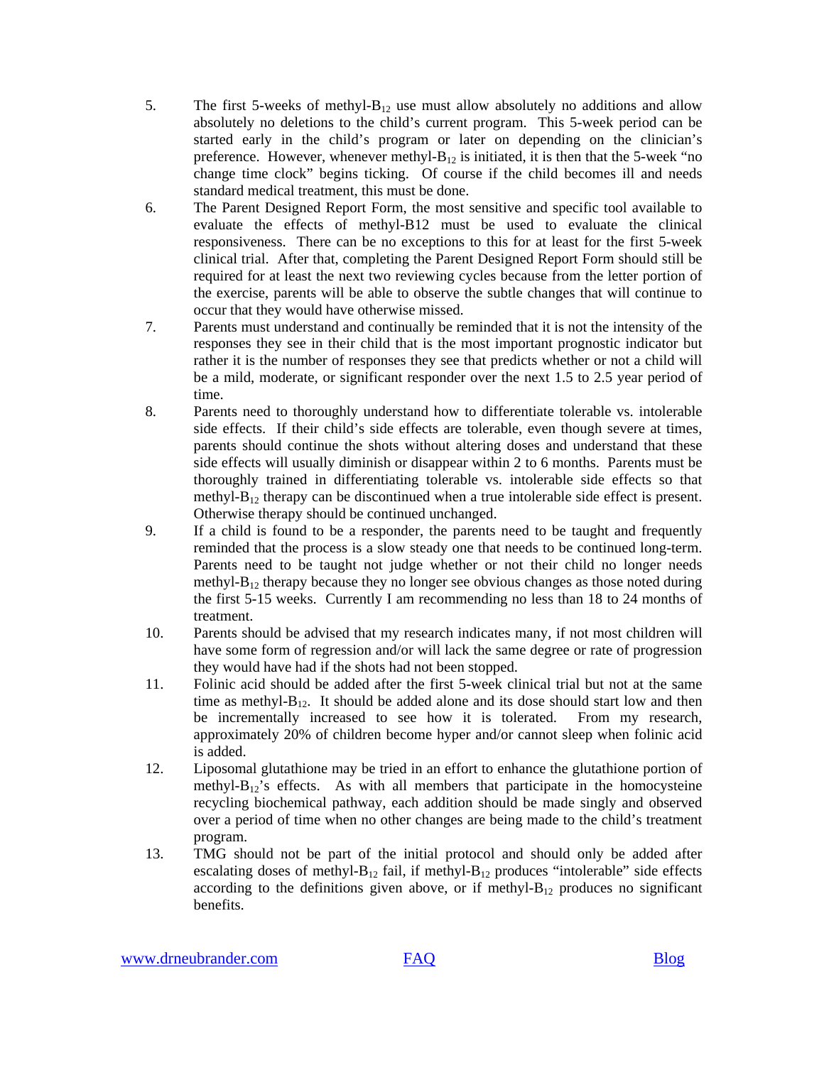5. The first 5-weeks of methyl-$B_{12}$ use must allow absolutely no additions and allow absolutely no deletions to the child's current program. This 5-week period can be started early in the child's program or later on depending on the clinician's preference. However, whenever methyl-$B_{12}$ is initiated, it is then that the 5-week "no change time clock" begins ticking. Of course if the child becomes ill and needs standard medical treatment, this must be done.
6. The Parent Designed Report Form, the most sensitive and specific tool available to evaluate the effects of methyl-B12 must be used to evaluate the clinical responsiveness. There can be no exceptions to this for at least for the first 5-week clinical trial. After that, completing the Parent Designed Report Form should still be required for at least the next two reviewing cycles because from the letter portion of the exercise, parents will be able to observe the subtle changes that will continue to occur that they would have otherwise missed.
7. Parents must understand and continually be reminded that it is not the intensity of the responses they see in their child that is the most important prognostic indicator but rather it is the number of responses they see that predicts whether or not a child will be a mild, moderate, or significant responder over the next 1.5 to 2.5 year period of time.
8. Parents need to thoroughly understand how to differentiate tolerable vs. intolerable side effects. If their child's side effects are tolerable, even though severe at times, parents should continue the shots without altering doses and understand that these side effects will usually diminish or disappear within 2 to 6 months. Parents must be thoroughly trained in differentiating tolerable vs. intolerable side effects so that methyl-$B_{12}$ therapy can be discontinued when a true intolerable side effect is present. Otherwise therapy should be continued unchanged.
9. If a child is found to be a responder, the parents need to be taught and frequently reminded that the process is a slow steady one that needs to be continued long-term. Parents need to be taught not judge whether or not their child no longer needs methyl-$B_{12}$ therapy because they no longer see obvious changes as those noted during the first 5-15 weeks. Currently I am recommending no less than 18 to 24 months of treatment.
10. Parents should be advised that my research indicates many, if not most children will have some form of regression and/or will lack the same degree or rate of progression they would have had if the shots had not been stopped.
11. Folinic acid should be added after the first 5-week clinical trial but not at the same time as methyl-$B_{12}$. It should be added alone and its dose should start low and then be incrementally increased to see how it is tolerated. From my research, approximately 20% of children become hyper and/or cannot sleep when folinic acid is added.
12. Liposomal glutathione may be tried in an effort to enhance the glutathione portion of methyl-$B_{12}$'s effects. As with all members that participate in the homocysteine recycling biochemical pathway, each addition should be made singly and observed over a period of time when no other changes are being made to the child's treatment program.
13. TMG should not be part of the initial protocol and should only be added after escalating doses of methyl-$B_{12}$ fail, if methyl-$B_{12}$ produces "intolerable" side effects according to the definitions given above, or if methyl-$B_{12}$ produces no significant benefits.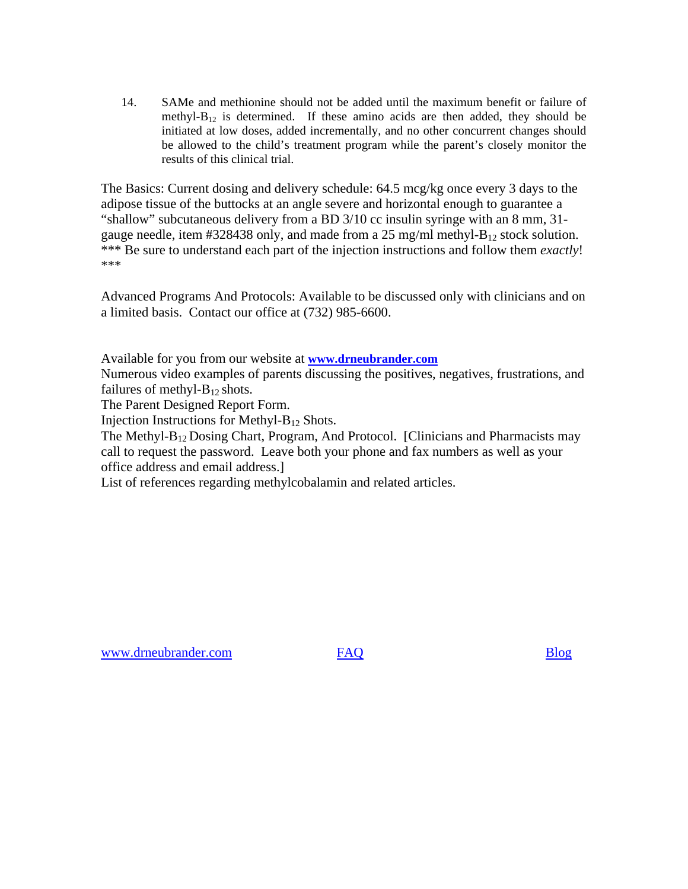14. SAMe and methionine should not be added until the maximum benefit or failure of methyl-$B_{12}$ is determined. If these amino acids are then added, they should be initiated at low doses, added incrementally, and no other concurrent changes should be allowed to the child's treatment program while the parent's closely monitor the results of this clinical trial.

The Basics: Current dosing and delivery schedule: 64.5 mcg/kg once every 3 days to the adipose tissue of the buttocks at an angle severe and horizontal enough to guarantee a "shallow" subcutaneous delivery from a BD 3/10 cc insulin syringe with an 8 mm, 31-gauge needle, item #328438 only, and made from a 25 mg/ml methyl-$B_{12}$ stock solution. *** Be sure to understand each part of the injection instructions and follow them *exactly*! ***

Advanced Programs And Protocols: Available to be discussed only with clinicians and on a limited basis. Contact our office at (732) 985-6600.

Available for you from our website at **www.drneubrander.com**

Numerous video examples of parents discussing the positives, negatives, frustrations, and failures of methyl-$B_{12}$ shots.

The Parent Designed Report Form.

Injection Instructions for Methyl-$B_{12}$ Shots.

The Methyl-$B_{12}$ Dosing Chart, Program, And Protocol. [Clinicians and Pharmacists may call to request the password. Leave both your phone and fax numbers as well as your office address and email address.]

List of references regarding methylcobalamin and related articles.

www.drneubrander.com FAQ Blog